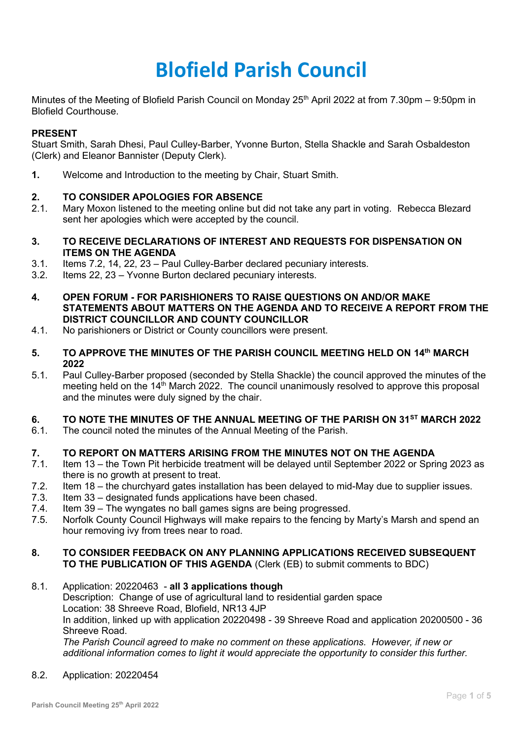# Blofield Parish Council

Minutes of the Meeting of Blofield Parish Council on Monday 25th April 2022 at from 7.30pm – 9:50pm in Blofield Courthouse.

**PRESENT**

Stuart Smith, Sarah Dhesi, Paul Culley-Barber, Yvonne Burton, Stella Shackle and Sarah Osbaldeston (Clerk) and Eleanor Bannister (Deputy Clerk).

**1.** Welcome and Introduction to the meeting by Chair, Stuart Smith.

**2. TO CONSIDER APOLOGIES FOR ABSENCE**

2.1. Mary Moxon listened to the meeting online but did not take any part in voting. Rebecca Blezard sent her apologies which were accepted by the council.

**3. TO RECEIVE DECLARATIONS OF INTEREST AND REQUESTS FOR DISPENSATION ON ITEMS ON THE AGENDA**

3.1. Items 7.2, 14, 22, 23 – Paul Culley-Barber declared pecuniary interests.

3.2. Items 22, 23 – Yvonne Burton declared pecuniary interests.

**4. OPEN FORUM - FOR PARISHIONERS TO RAISE QUESTIONS ON AND/OR MAKE STATEMENTS ABOUT MATTERS ON THE AGENDA AND TO RECEIVE A REPORT FROM THE DISTRICT COUNCILLOR AND COUNTY COUNCILLOR**

4.1. No parishioners or District or County councillors were present.

**5. TO APPROVE THE MINUTES OF THE PARISH COUNCIL MEETING HELD ON 14th MARCH 2022**

5.1. Paul Culley-Barber proposed (seconded by Stella Shackle) the council approved the minutes of the meeting held on the 14th March 2022. The council unanimously resolved to approve this proposal and the minutes were duly signed by the chair.

**6. TO NOTE THE MINUTES OF THE ANNUAL MEETING OF THE PARISH ON 31ST MARCH 2022**

6.1. The council noted the minutes of the Annual Meeting of the Parish.

**7. TO REPORT ON MATTERS ARISING FROM THE MINUTES NOT ON THE AGENDA**

7.1. Item 13 – the Town Pit herbicide treatment will be delayed until September 2022 or Spring 2023 as there is no growth at present to treat.

7.2. Item 18 – the churchyard gates installation has been delayed to mid-May due to supplier issues.

7.3. Item 33 – designated funds applications have been chased.

7.4. Item 39 – The wyngates no ball games signs are being progressed.

7.5. Norfolk County Council Highways will make repairs to the fencing by Marty's Marsh and spend an hour removing ivy from trees near to road.

**8. TO CONSIDER FEEDBACK ON ANY PLANNING APPLICATIONS RECEIVED SUBSEQUENT TO THE PUBLICATION OF THIS AGENDA** (Clerk (EB) to submit comments to BDC)

8.1. Application: 20220463 - **all 3 applications though**
Description: Change of use of agricultural land to residential garden space
Location: 38 Shreeve Road, Blofield, NR13 4JP
In addition, linked up with application 20220498 - 39 Shreeve Road and application 20200500 - 36 Shreeve Road.
*The Parish Council agreed to make no comment on these applications. However, if new or additional information comes to light it would appreciate the opportunity to consider this further.*

8.2. Application: 20220454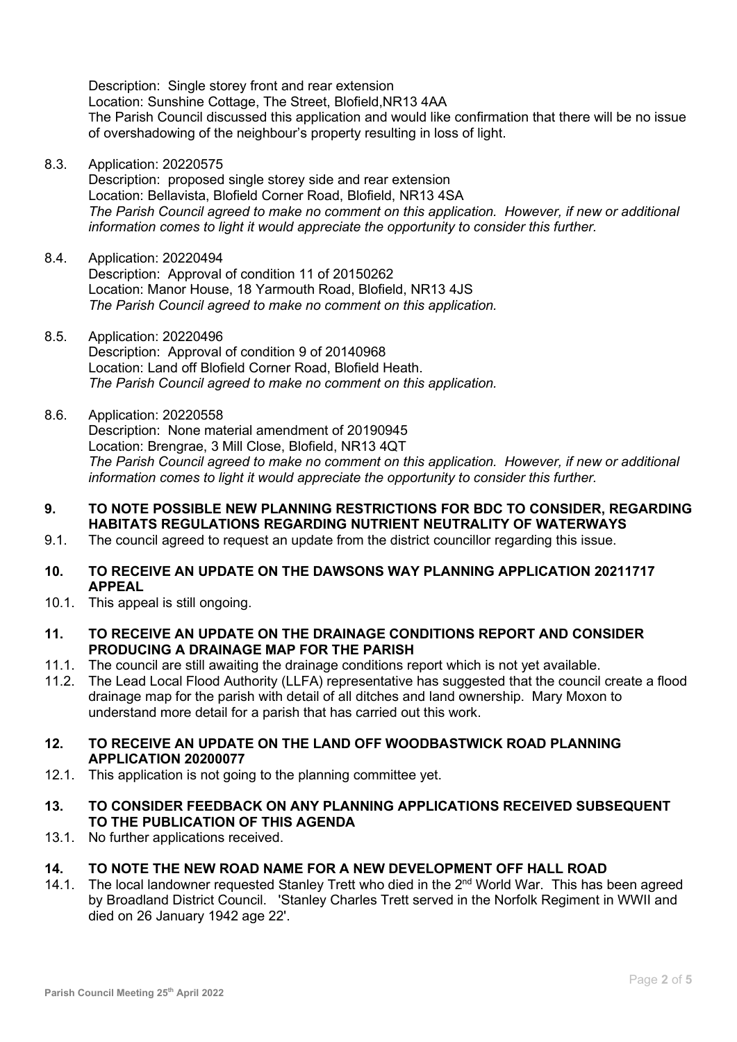Description: Single storey front and rear extension
Location: Sunshine Cottage, The Street, Blofield,NR13 4AA
The Parish Council discussed this application and would like confirmation that there will be no issue of overshadowing of the neighbour's property resulting in loss of light.

8.3. Application: 20220575
Description: proposed single storey side and rear extension
Location: Bellavista, Blofield Corner Road, Blofield, NR13 4SA
*The Parish Council agreed to make no comment on this application. However, if new or additional information comes to light it would appreciate the opportunity to consider this further.*

8.4. Application: 20220494
Description: Approval of condition 11 of 20150262
Location: Manor House, 18 Yarmouth Road, Blofield, NR13 4JS
*The Parish Council agreed to make no comment on this application.*

8.5. Application: 20220496
Description: Approval of condition 9 of 20140968
Location: Land off Blofield Corner Road, Blofield Heath.
*The Parish Council agreed to make no comment on this application.*

8.6. Application: 20220558
Description: None material amendment of 20190945
Location: Brengrae, 3 Mill Close, Blofield, NR13 4QT
*The Parish Council agreed to make no comment on this application. However, if new or additional information comes to light it would appreciate the opportunity to consider this further.*

**9. TO NOTE POSSIBLE NEW PLANNING RESTRICTIONS FOR BDC TO CONSIDER, REGARDING HABITATS REGULATIONS REGARDING NUTRIENT NEUTRALITY OF WATERWAYS**

9.1. The council agreed to request an update from the district councillor regarding this issue.

**10. TO RECEIVE AN UPDATE ON THE DAWSONS WAY PLANNING APPLICATION 20211717 APPEAL**

10.1. This appeal is still ongoing.

**11. TO RECEIVE AN UPDATE ON THE DRAINAGE CONDITIONS REPORT AND CONSIDER PRODUCING A DRAINAGE MAP FOR THE PARISH**

11.1. The council are still awaiting the drainage conditions report which is not yet available.

11.2. The Lead Local Flood Authority (LLFA) representative has suggested that the council create a flood drainage map for the parish with detail of all ditches and land ownership. Mary Moxon to understand more detail for a parish that has carried out this work.

**12. TO RECEIVE AN UPDATE ON THE LAND OFF WOODBASTWICK ROAD PLANNING APPLICATION 20200077**

12.1. This application is not going to the planning committee yet.

**13. TO CONSIDER FEEDBACK ON ANY PLANNING APPLICATIONS RECEIVED SUBSEQUENT TO THE PUBLICATION OF THIS AGENDA**

13.1. No further applications received.

**14. TO NOTE THE NEW ROAD NAME FOR A NEW DEVELOPMENT OFF HALL ROAD**

14.1. The local landowner requested Stanley Trett who died in the 2nd World War. This has been agreed by Broadland District Council. 'Stanley Charles Trett served in the Norfolk Regiment in WWII and died on 26 January 1942 age 22'.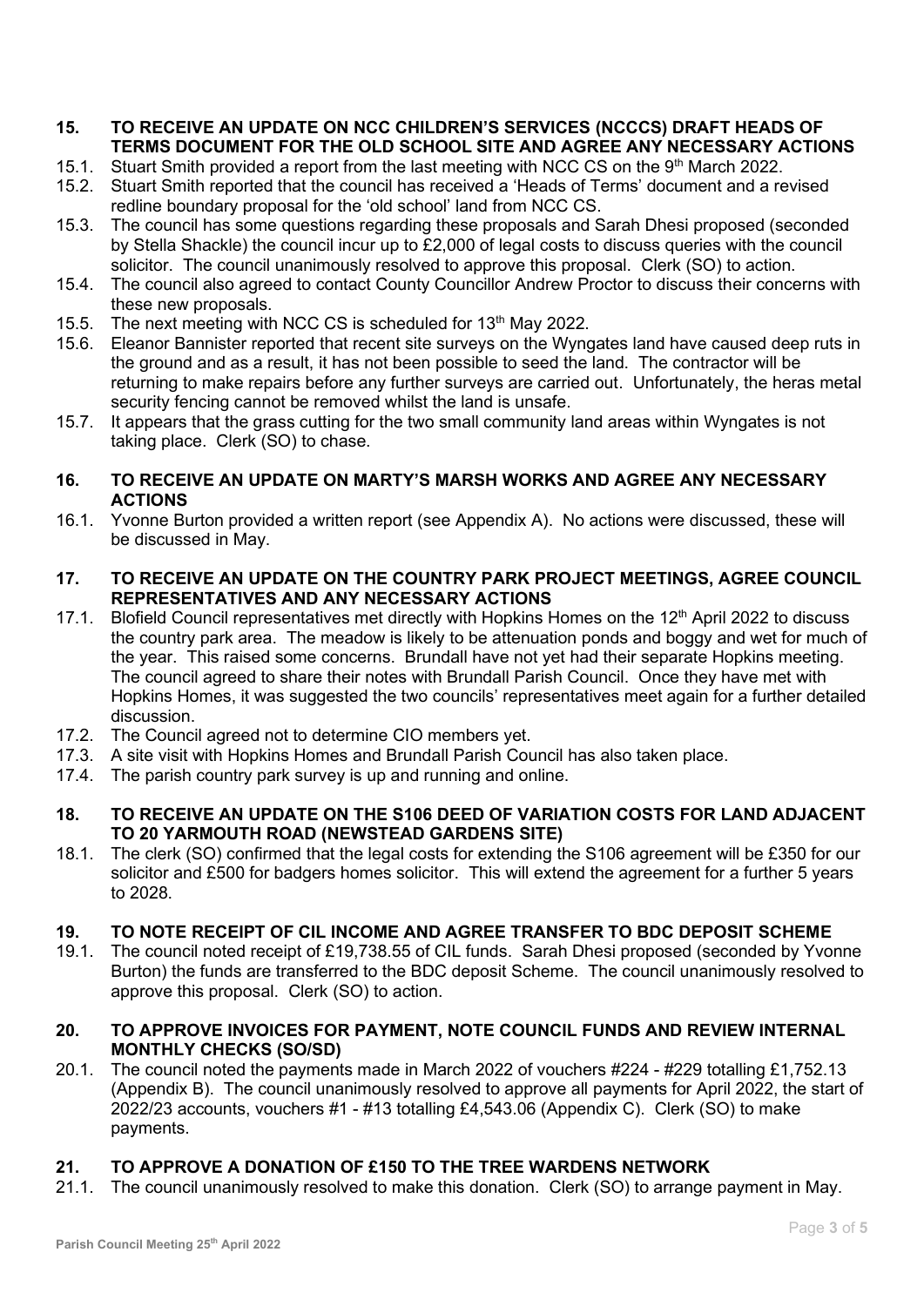## 15. TO RECEIVE AN UPDATE ON NCC CHILDREN'S SERVICES (NCCCS) DRAFT HEADS OF TERMS DOCUMENT FOR THE OLD SCHOOL SITE AND AGREE ANY NECESSARY ACTIONS

15.1. Stuart Smith provided a report from the last meeting with NCC CS on the 9th March 2022.

15.2. Stuart Smith reported that the council has received a 'Heads of Terms' document and a revised redline boundary proposal for the 'old school' land from NCC CS.

15.3. The council has some questions regarding these proposals and Sarah Dhesi proposed (seconded by Stella Shackle) the council incur up to £2,000 of legal costs to discuss queries with the council solicitor. The council unanimously resolved to approve this proposal. Clerk (SO) to action.

15.4. The council also agreed to contact County Councillor Andrew Proctor to discuss their concerns with these new proposals.

15.5. The next meeting with NCC CS is scheduled for 13th May 2022.

15.6. Eleanor Bannister reported that recent site surveys on the Wyngates land have caused deep ruts in the ground and as a result, it has not been possible to seed the land. The contractor will be returning to make repairs before any further surveys are carried out. Unfortunately, the heras metal security fencing cannot be removed whilst the land is unsafe.

15.7. It appears that the grass cutting for the two small community land areas within Wyngates is not taking place. Clerk (SO) to chase.

## 16. TO RECEIVE AN UPDATE ON MARTY'S MARSH WORKS AND AGREE ANY NECESSARY ACTIONS

16.1. Yvonne Burton provided a written report (see Appendix A). No actions were discussed, these will be discussed in May.

## 17. TO RECEIVE AN UPDATE ON THE COUNTRY PARK PROJECT MEETINGS, AGREE COUNCIL REPRESENTATIVES AND ANY NECESSARY ACTIONS

17.1. Blofield Council representatives met directly with Hopkins Homes on the 12th April 2022 to discuss the country park area. The meadow is likely to be attenuation ponds and boggy and wet for much of the year. This raised some concerns. Brundall have not yet had their separate Hopkins meeting. The council agreed to share their notes with Brundall Parish Council. Once they have met with Hopkins Homes, it was suggested the two councils' representatives meet again for a further detailed discussion.

17.2. The Council agreed not to determine CIO members yet.

17.3. A site visit with Hopkins Homes and Brundall Parish Council has also taken place.

17.4. The parish country park survey is up and running and online.

## 18. TO RECEIVE AN UPDATE ON THE S106 DEED OF VARIATION COSTS FOR LAND ADJACENT TO 20 YARMOUTH ROAD (NEWSTEAD GARDENS SITE)

18.1. The clerk (SO) confirmed that the legal costs for extending the S106 agreement will be £350 for our solicitor and £500 for badgers homes solicitor. This will extend the agreement for a further 5 years to 2028.

## 19. TO NOTE RECEIPT OF CIL INCOME AND AGREE TRANSFER TO BDC DEPOSIT SCHEME

19.1. The council noted receipt of £19,738.55 of CIL funds. Sarah Dhesi proposed (seconded by Yvonne Burton) the funds are transferred to the BDC deposit Scheme. The council unanimously resolved to approve this proposal. Clerk (SO) to action.

## 20. TO APPROVE INVOICES FOR PAYMENT, NOTE COUNCIL FUNDS AND REVIEW INTERNAL MONTHLY CHECKS (SO/SD)

20.1. The council noted the payments made in March 2022 of vouchers #224 - #229 totalling £1,752.13 (Appendix B). The council unanimously resolved to approve all payments for April 2022, the start of 2022/23 accounts, vouchers #1 - #13 totalling £4,543.06 (Appendix C). Clerk (SO) to make payments.

## 21. TO APPROVE A DONATION OF £150 TO THE TREE WARDENS NETWORK

21.1. The council unanimously resolved to make this donation. Clerk (SO) to arrange payment in May.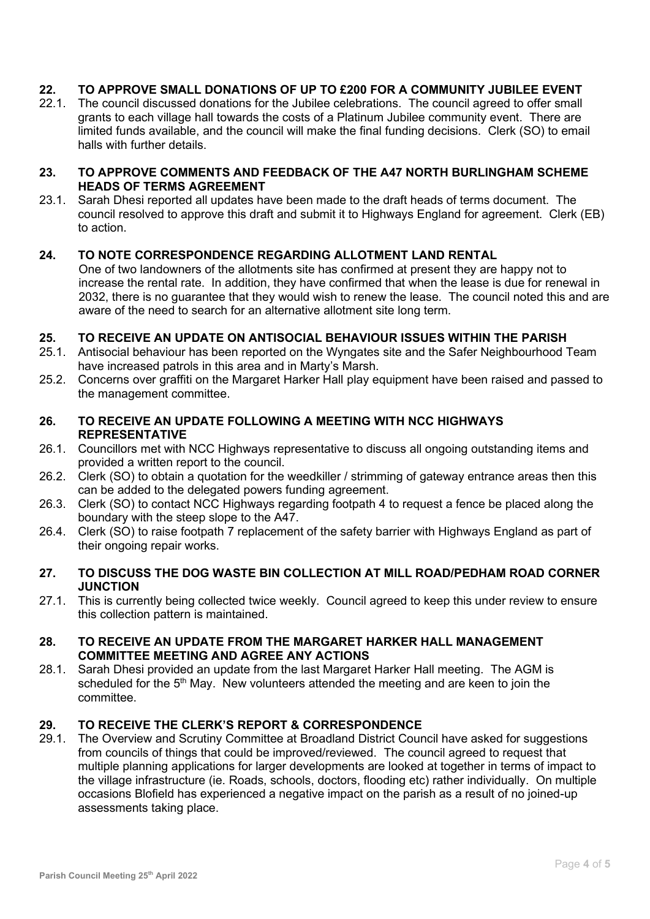## 22. TO APPROVE SMALL DONATIONS OF UP TO £200 FOR A COMMUNITY JUBILEE EVENT

22.1. The council discussed donations for the Jubilee celebrations. The council agreed to offer small grants to each village hall towards the costs of a Platinum Jubilee community event. There are limited funds available, and the council will make the final funding decisions. Clerk (SO) to email halls with further details.

## 23. TO APPROVE COMMENTS AND FEEDBACK OF THE A47 NORTH BURLINGHAM SCHEME HEADS OF TERMS AGREEMENT

23.1. Sarah Dhesi reported all updates have been made to the draft heads of terms document. The council resolved to approve this draft and submit it to Highways England for agreement. Clerk (EB) to action.

## 24. TO NOTE CORRESPONDENCE REGARDING ALLOTMENT LAND RENTAL

One of two landowners of the allotments site has confirmed at present they are happy not to increase the rental rate. In addition, they have confirmed that when the lease is due for renewal in 2032, there is no guarantee that they would wish to renew the lease. The council noted this and are aware of the need to search for an alternative allotment site long term.

## 25. TO RECEIVE AN UPDATE ON ANTISOCIAL BEHAVIOUR ISSUES WITHIN THE PARISH

25.1. Antisocial behaviour has been reported on the Wyngates site and the Safer Neighbourhood Team have increased patrols in this area and in Marty's Marsh.

25.2. Concerns over graffiti on the Margaret Harker Hall play equipment have been raised and passed to the management committee.

## 26. TO RECEIVE AN UPDATE FOLLOWING A MEETING WITH NCC HIGHWAYS REPRESENTATIVE

26.1. Councillors met with NCC Highways representative to discuss all ongoing outstanding items and provided a written report to the council.

26.2. Clerk (SO) to obtain a quotation for the weedkiller / strimming of gateway entrance areas then this can be added to the delegated powers funding agreement.

26.3. Clerk (SO) to contact NCC Highways regarding footpath 4 to request a fence be placed along the boundary with the steep slope to the A47.

26.4. Clerk (SO) to raise footpath 7 replacement of the safety barrier with Highways England as part of their ongoing repair works.

## 27. TO DISCUSS THE DOG WASTE BIN COLLECTION AT MILL ROAD/PEDHAM ROAD CORNER JUNCTION

27.1. This is currently being collected twice weekly. Council agreed to keep this under review to ensure this collection pattern is maintained.

## 28. TO RECEIVE AN UPDATE FROM THE MARGARET HARKER HALL MANAGEMENT COMMITTEE MEETING AND AGREE ANY ACTIONS

28.1. Sarah Dhesi provided an update from the last Margaret Harker Hall meeting. The AGM is scheduled for the 5th May. New volunteers attended the meeting and are keen to join the committee.

## 29. TO RECEIVE THE CLERK'S REPORT & CORRESPONDENCE

29.1. The Overview and Scrutiny Committee at Broadland District Council have asked for suggestions from councils of things that could be improved/reviewed. The council agreed to request that multiple planning applications for larger developments are looked at together in terms of impact to the village infrastructure (ie. Roads, schools, doctors, flooding etc) rather individually. On multiple occasions Blofield has experienced a negative impact on the parish as a result of no joined-up assessments taking place.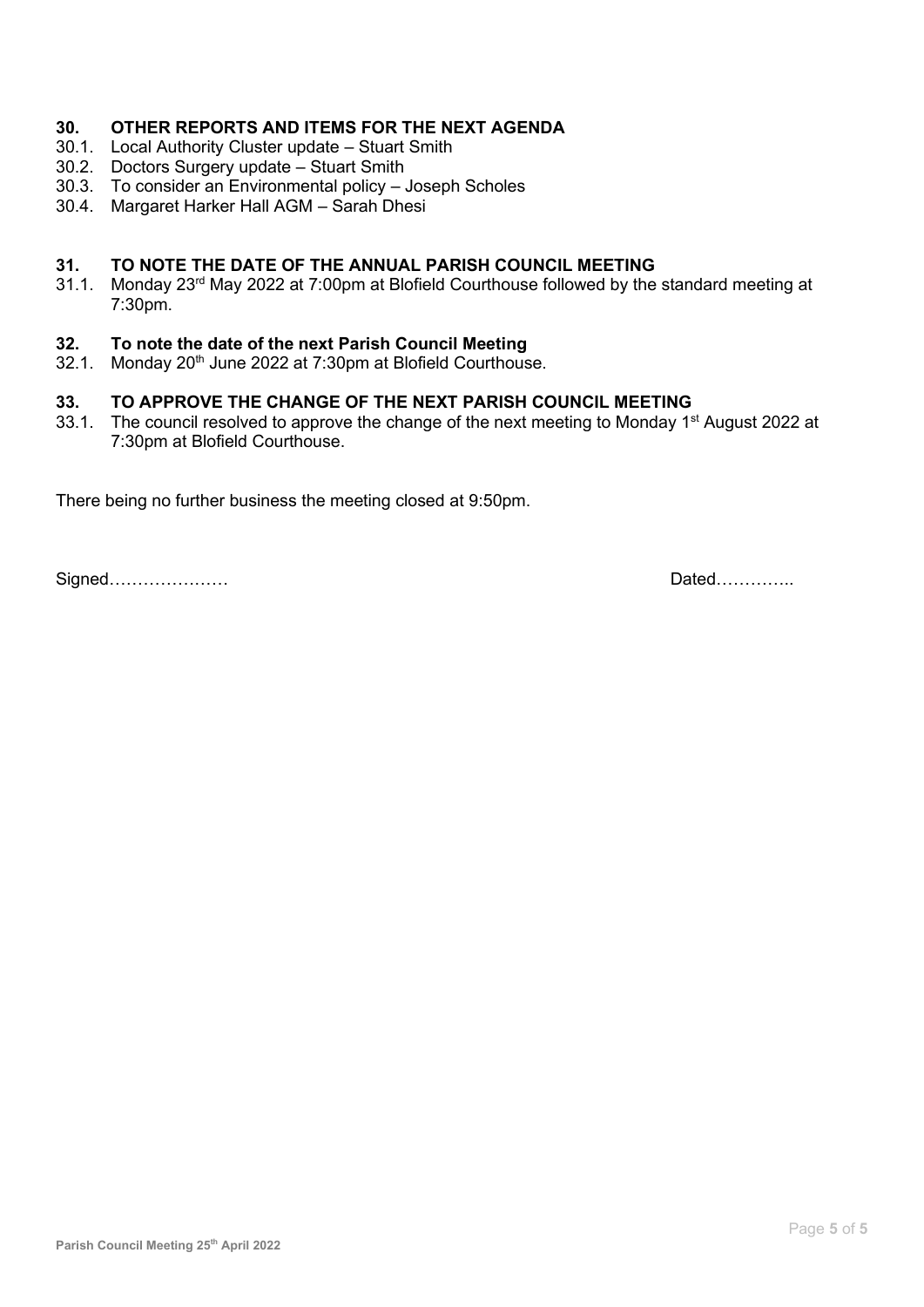### 30. OTHER REPORTS AND ITEMS FOR THE NEXT AGENDA

30.1. Local Authority Cluster update – Stuart Smith
30.2. Doctors Surgery update – Stuart Smith
30.3. To consider an Environmental policy – Joseph Scholes
30.4. Margaret Harker Hall AGM – Sarah Dhesi

### 31. TO NOTE THE DATE OF THE ANNUAL PARISH COUNCIL MEETING

31.1. Monday 23rd May 2022 at 7:00pm at Blofield Courthouse followed by the standard meeting at 7:30pm.

### 32. To note the date of the next Parish Council Meeting

32.1. Monday 20th June 2022 at 7:30pm at Blofield Courthouse.

### 33. TO APPROVE THE CHANGE OF THE NEXT PARISH COUNCIL MEETING

33.1. The council resolved to approve the change of the next meeting to Monday 1st August 2022 at 7:30pm at Blofield Courthouse.

There being no further business the meeting closed at 9:50pm.

Signed………………… Dated…………..